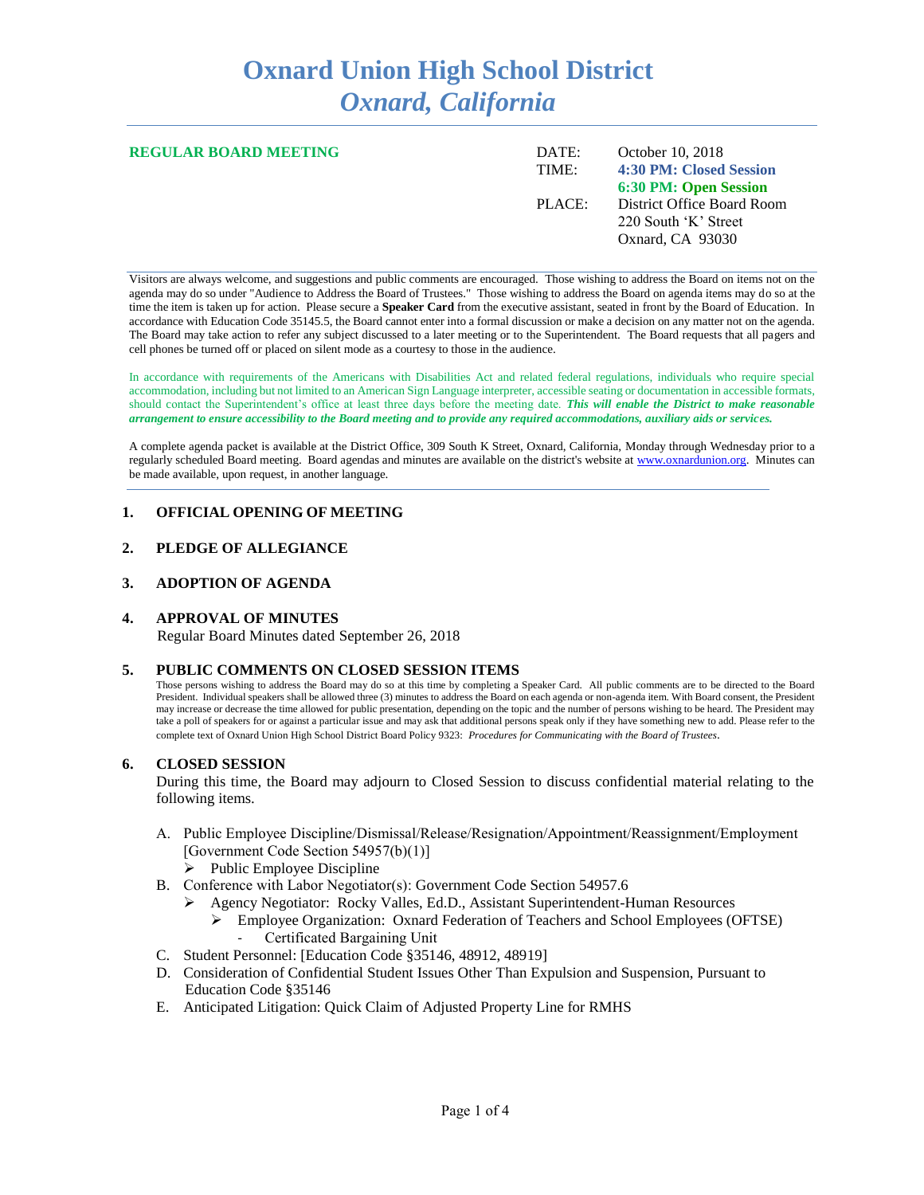# Oxnard Union High School District
## *Oxnard, California*

**REGULAR BOARD MEETING**

| | |
|---|---|
| DATE: | October 10, 2018 |
| TIME: | **4:30 PM: Closed Session** |
| | **6:30 PM: Open Session** |
| PLACE: | District Office Board Room |
| | 220 South 'K' Street |
| | Oxnard, CA 93030 |

Visitors are always welcome, and suggestions and public comments are encouraged. Those wishing to address the Board on items not on the agenda may do so under "Audience to Address the Board of Trustees." Those wishing to address the Board on agenda items may do so at the time the item is taken up for action. Please secure a **Speaker Card** from the executive assistant, seated in front by the Board of Education. In accordance with Education Code 35145.5, the Board cannot enter into a formal discussion or make a decision on any matter not on the agenda. The Board may take action to refer any subject discussed to a later meeting or to the Superintendent. The Board requests that all pagers and cell phones be turned off or placed on silent mode as a courtesy to those in the audience.

In accordance with requirements of the Americans with Disabilities Act and related federal regulations, individuals who require special accommodation, including but not limited to an American Sign Language interpreter, accessible seating or documentation in accessible formats, should contact the Superintendent's office at least three days before the meeting date. ***This will enable the District to make reasonable arrangement to ensure accessibility to the Board meeting and to provide any required accommodations, auxiliary aids or services.***

A complete agenda packet is available at the District Office, 309 South K Street, Oxnard, California, Monday through Wednesday prior to a regularly scheduled Board meeting. Board agendas and minutes are available on the district's website at www.oxnardunion.org. Minutes can be made available, upon request, in another language.

### 1. OFFICIAL OPENING OF MEETING

### 2. PLEDGE OF ALLEGIANCE

### 3. ADOPTION OF AGENDA

### 4. APPROVAL OF MINUTES

Regular Board Minutes dated September 26, 2018

### 5. PUBLIC COMMENTS ON CLOSED SESSION ITEMS

Those persons wishing to address the Board may do so at this time by completing a Speaker Card. All public comments are to be directed to the Board President. Individual speakers shall be allowed three (3) minutes to address the Board on each agenda or non-agenda item. With Board consent, the President may increase or decrease the time allowed for public presentation, depending on the topic and the number of persons wishing to be heard. The President may take a poll of speakers for or against a particular issue and may ask that additional persons speak only if they have something new to add. Please refer to the complete text of Oxnard Union High School District Board Policy 9323: *Procedures for Communicating with the Board of Trustees*.

### 6. CLOSED SESSION

During this time, the Board may adjourn to Closed Session to discuss confidential material relating to the following items.

A. Public Employee Discipline/Dismissal/Release/Resignation/Appointment/Reassignment/Employment [Government Code Section 54957(b)(1)]
   - Public Employee Discipline

B. Conference with Labor Negotiator(s): Government Code Section 54957.6
   - Agency Negotiator: Rocky Valles, Ed.D., Assistant Superintendent-Human Resources
     - Employee Organization: Oxnard Federation of Teachers and School Employees (OFTSE)
       - Certificated Bargaining Unit

C. Student Personnel: [Education Code §35146, 48912, 48919]

D. Consideration of Confidential Student Issues Other Than Expulsion and Suspension, Pursuant to Education Code §35146

E. Anticipated Litigation: Quick Claim of Adjusted Property Line for RMHS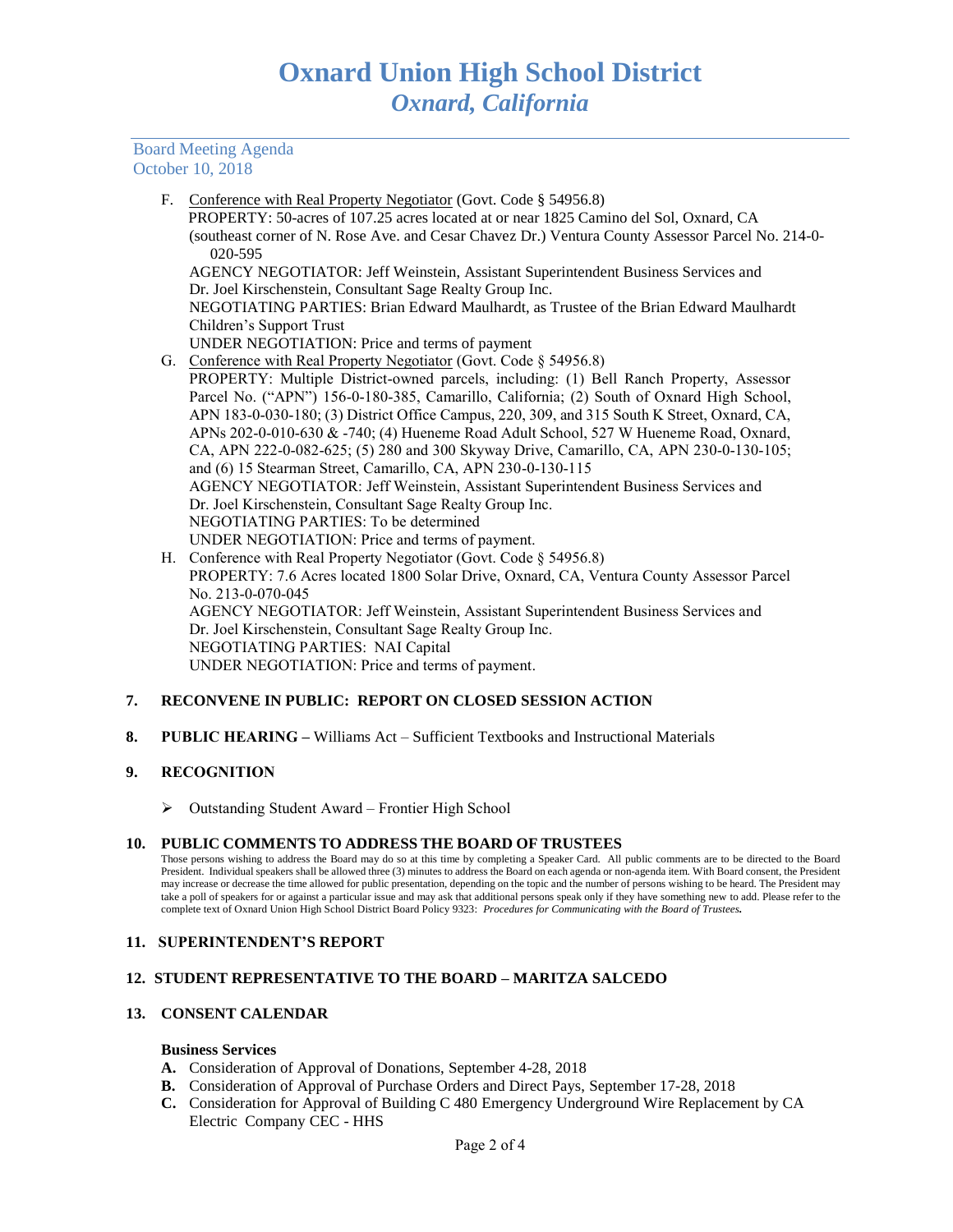Board Meeting Agenda
October 10, 2018

F. Conference with Real Property Negotiator (Govt. Code § 54956.8)
PROPERTY: 50-acres of 107.25 acres located at or near 1825 Camino del Sol, Oxnard, CA (southeast corner of N. Rose Ave. and Cesar Chavez Dr.) Ventura County Assessor Parcel No. 214-0-020-595
AGENCY NEGOTIATOR: Jeff Weinstein, Assistant Superintendent Business Services and Dr. Joel Kirschenstein, Consultant Sage Realty Group Inc.
NEGOTIATING PARTIES: Brian Edward Maulhardt, as Trustee of the Brian Edward Maulhardt Children's Support Trust
UNDER NEGOTIATION: Price and terms of payment

G. Conference with Real Property Negotiator (Govt. Code § 54956.8)
PROPERTY: Multiple District-owned parcels, including: (1) Bell Ranch Property, Assessor Parcel No. ("APN") 156-0-180-385, Camarillo, California; (2) South of Oxnard High School, APN 183-0-030-180; (3) District Office Campus, 220, 309, and 315 South K Street, Oxnard, CA, APNs 202-0-010-630 & -740; (4) Hueneme Road Adult School, 527 W Hueneme Road, Oxnard, CA, APN 222-0-082-625; (5) 280 and 300 Skyway Drive, Camarillo, CA, APN 230-0-130-105; and (6) 15 Stearman Street, Camarillo, CA, APN 230-0-130-115
AGENCY NEGOTIATOR: Jeff Weinstein, Assistant Superintendent Business Services and Dr. Joel Kirschenstein, Consultant Sage Realty Group Inc.
NEGOTIATING PARTIES: To be determined
UNDER NEGOTIATION: Price and terms of payment.

H. Conference with Real Property Negotiator (Govt. Code § 54956.8)
PROPERTY: 7.6 Acres located 1800 Solar Drive, Oxnard, CA, Ventura County Assessor Parcel No. 213-0-070-045
AGENCY NEGOTIATOR: Jeff Weinstein, Assistant Superintendent Business Services and Dr. Joel Kirschenstein, Consultant Sage Realty Group Inc.
NEGOTIATING PARTIES: NAI Capital
UNDER NEGOTIATION: Price and terms of payment.

**7. RECONVENE IN PUBLIC: REPORT ON CLOSED SESSION ACTION**

**8. PUBLIC HEARING –** Williams Act – Sufficient Textbooks and Instructional Materials

**9. RECOGNITION**

- Outstanding Student Award – Frontier High School

**10. PUBLIC COMMENTS TO ADDRESS THE BOARD OF TRUSTEES**

Those persons wishing to address the Board may do so at this time by completing a Speaker Card. All public comments are to be directed to the Board President. Individual speakers shall be allowed three (3) minutes to address the Board on each agenda or non-agenda item. With Board consent, the President may increase or decrease the time allowed for public presentation, depending on the topic and the number of persons wishing to be heard. The President may take a poll of speakers for or against a particular issue and may ask that additional persons speak only if they have something new to add. Please refer to the complete text of Oxnard Union High School District Board Policy 9323: ***Procedures for Communicating with the Board of Trustees.***

**11. SUPERINTENDENT'S REPORT**

**12. STUDENT REPRESENTATIVE TO THE BOARD – MARITZA SALCEDO**

**13. CONSENT CALENDAR**

**Business Services**

**A.** Consideration of Approval of Donations, September 4-28, 2018
**B.** Consideration of Approval of Purchase Orders and Direct Pays, September 17-28, 2018
**C.** Consideration for Approval of Building C 480 Emergency Underground Wire Replacement by CA Electric Company CEC - HHS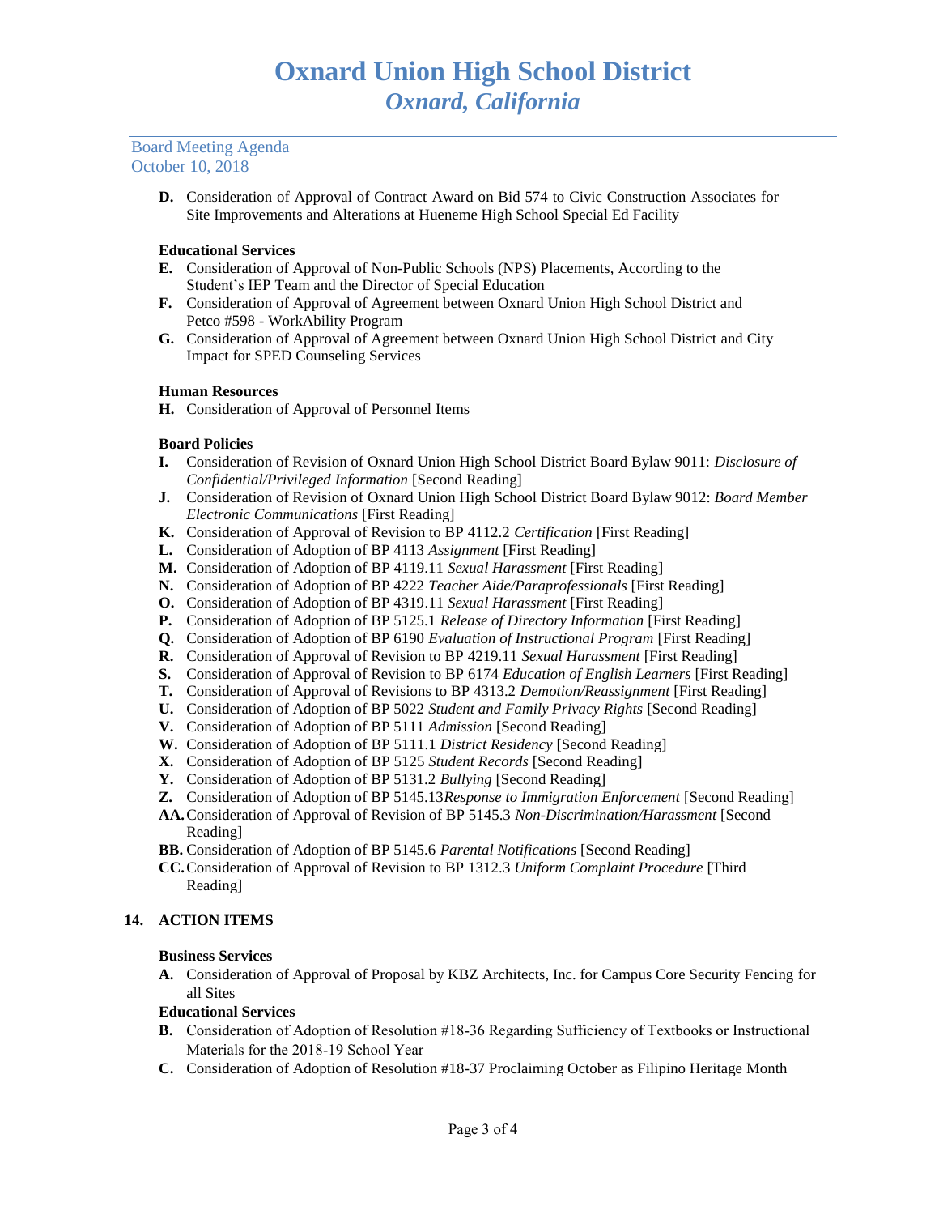# Oxnard Union High School District
## *Oxnard, California*

Board Meeting Agenda
October 10, 2018

**D.** Consideration of Approval of Contract Award on Bid 574 to Civic Construction Associates for Site Improvements and Alterations at Hueneme High School Special Ed Facility

**Educational Services**

**E.** Consideration of Approval of Non-Public Schools (NPS) Placements, According to the Student's IEP Team and the Director of Special Education

**F.** Consideration of Approval of Agreement between Oxnard Union High School District and Petco #598 - WorkAbility Program

**G.** Consideration of Approval of Agreement between Oxnard Union High School District and City Impact for SPED Counseling Services

**Human Resources**

**H.** Consideration of Approval of Personnel Items

**Board Policies**

**I.** Consideration of Revision of Oxnard Union High School District Board Bylaw 9011: *Disclosure of Confidential/Privileged Information* [Second Reading]

**J.** Consideration of Revision of Oxnard Union High School District Board Bylaw 9012: *Board Member Electronic Communications* [First Reading]

**K.** Consideration of Approval of Revision to BP 4112.2 *Certification* [First Reading]

**L.** Consideration of Adoption of BP 4113 *Assignment* [First Reading]

**M.** Consideration of Adoption of BP 4119.11 *Sexual Harassment* [First Reading]

**N.** Consideration of Adoption of BP 4222 *Teacher Aide/Paraprofessionals* [First Reading]

**O.** Consideration of Adoption of BP 4319.11 *Sexual Harassment* [First Reading]

**P.** Consideration of Adoption of BP 5125.1 *Release of Directory Information* [First Reading]

**Q.** Consideration of Adoption of BP 6190 *Evaluation of Instructional Program* [First Reading]

**R.** Consideration of Approval of Revision to BP 4219.11 *Sexual Harassment* [First Reading]

**S.** Consideration of Approval of Revision to BP 6174 *Education of English Learners* [First Reading]

**T.** Consideration of Approval of Revisions to BP 4313.2 *Demotion/Reassignment* [First Reading]

**U.** Consideration of Adoption of BP 5022 *Student and Family Privacy Rights* [Second Reading]

**V.** Consideration of Adoption of BP 5111 *Admission* [Second Reading]

**W.** Consideration of Adoption of BP 5111.1 *District Residency* [Second Reading]

**X.** Consideration of Adoption of BP 5125 *Student Records* [Second Reading]

**Y.** Consideration of Adoption of BP 5131.2 *Bullying* [Second Reading]

**Z.** Consideration of Adoption of BP 5145.13*Response to Immigration Enforcement* [Second Reading]

**AA.** Consideration of Approval of Revision of BP 5145.3 *Non-Discrimination/Harassment* [Second Reading]

**BB.** Consideration of Adoption of BP 5145.6 *Parental Notifications* [Second Reading]

**CC.** Consideration of Approval of Revision to BP 1312.3 *Uniform Complaint Procedure* [Third Reading]

## 14. ACTION ITEMS

**Business Services**

**A.** Consideration of Approval of Proposal by KBZ Architects, Inc. for Campus Core Security Fencing for all Sites

**Educational Services**

**B.** Consideration of Adoption of Resolution #18-36 Regarding Sufficiency of Textbooks or Instructional Materials for the 2018-19 School Year

**C.** Consideration of Adoption of Resolution #18-37 Proclaiming October as Filipino Heritage Month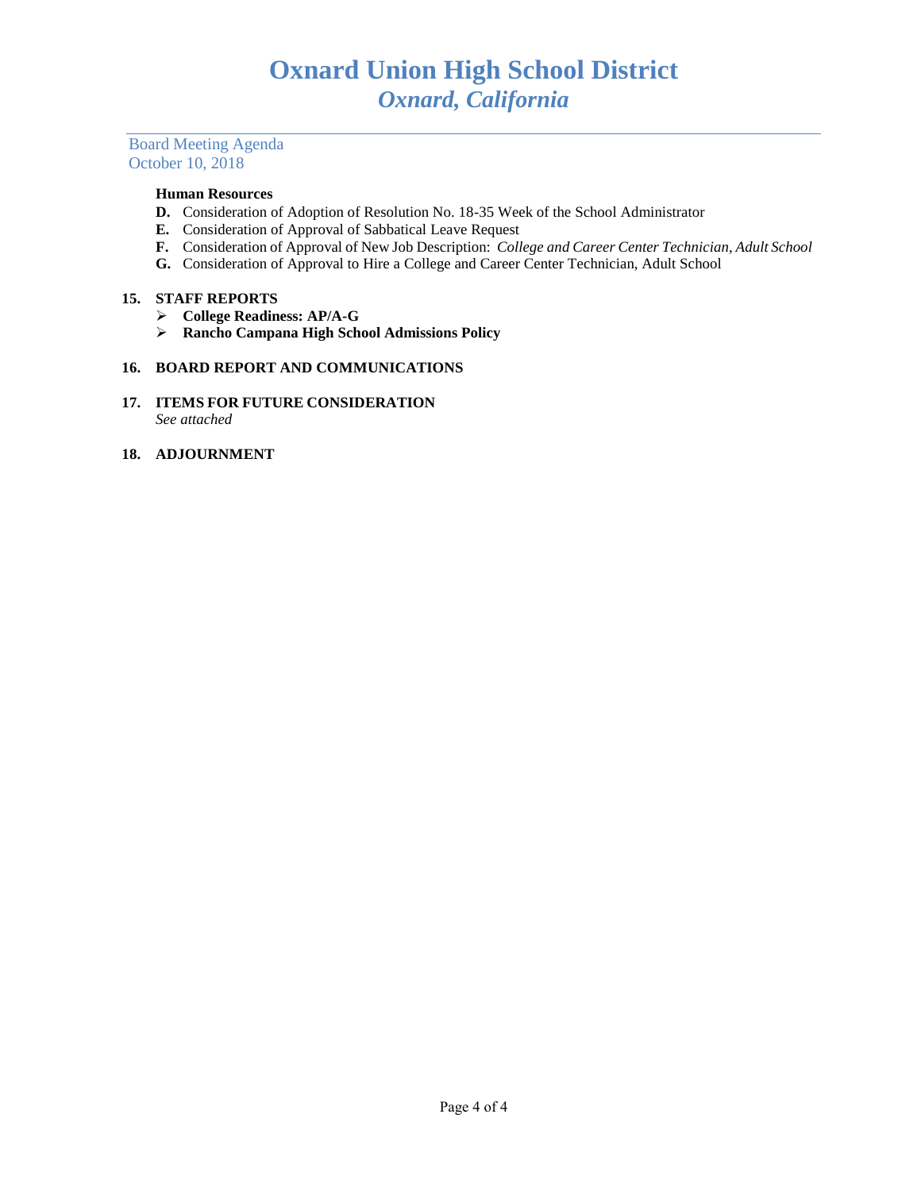**Human Resources**

- **D.** Consideration of Adoption of Resolution No. 18-35 Week of the School Administrator
- **E.** Consideration of Approval of Sabbatical Leave Request
- **F.** Consideration of Approval of New Job Description: *College and Career Center Technician, Adult School*
- **G.** Consideration of Approval to Hire a College and Career Center Technician, Adult School

**15. STAFF REPORTS**

- **College Readiness: AP/A-G**
- **Rancho Campana High School Admissions Policy**

**16. BOARD REPORT AND COMMUNICATIONS**

**17. ITEMS FOR FUTURE CONSIDERATION**
*See attached*

**18. ADJOURNMENT**